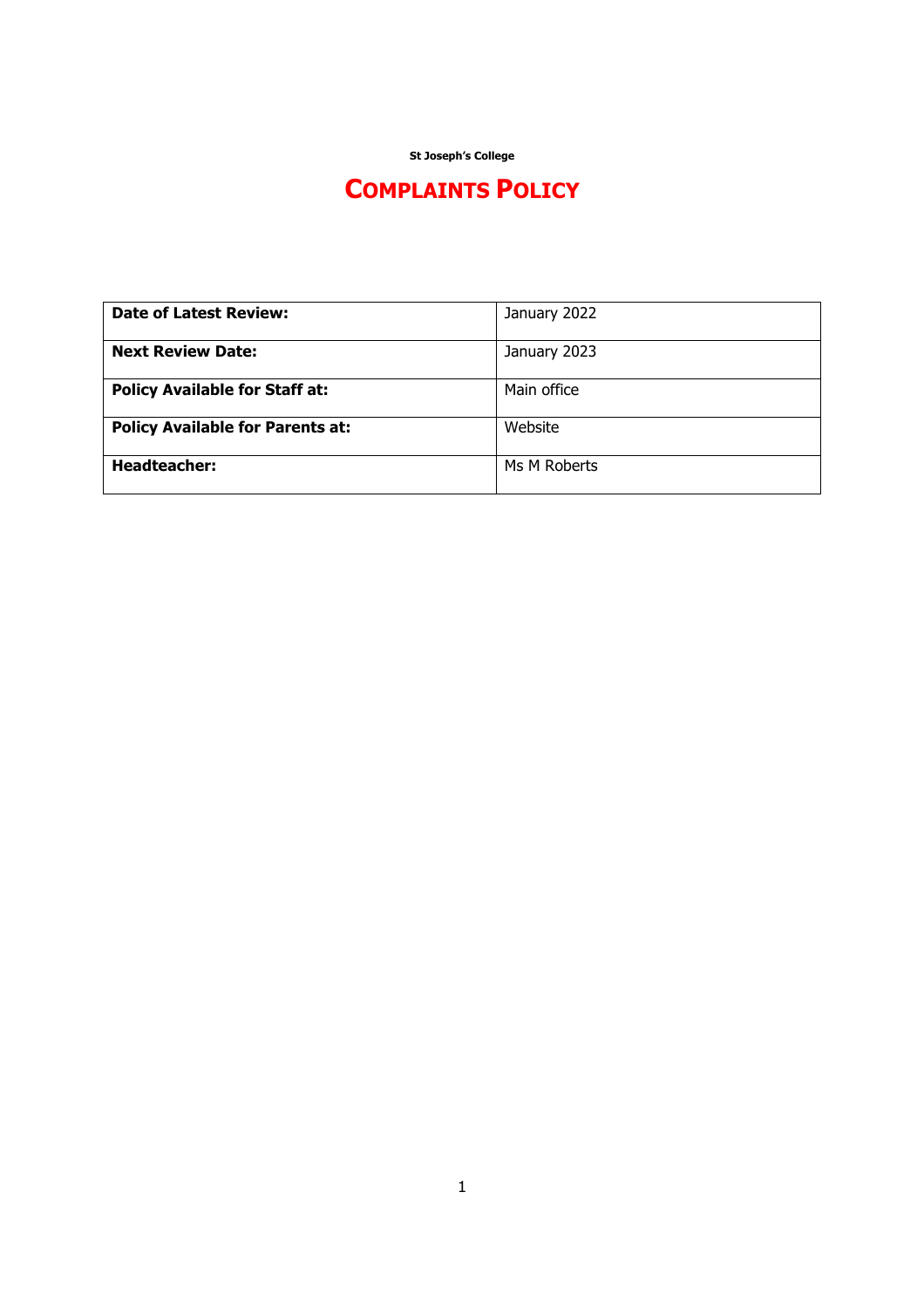**St Joseph's College**

# COMPLAINTS POLICY

| **Date of Latest Review:** | January 2022 |
|---|---|
| **Next Review Date:** | January 2023 |
| **Policy Available for Staff at:** | Main office |
| **Policy Available for Parents at:** | Website |
| **Headteacher:** | Ms M Roberts |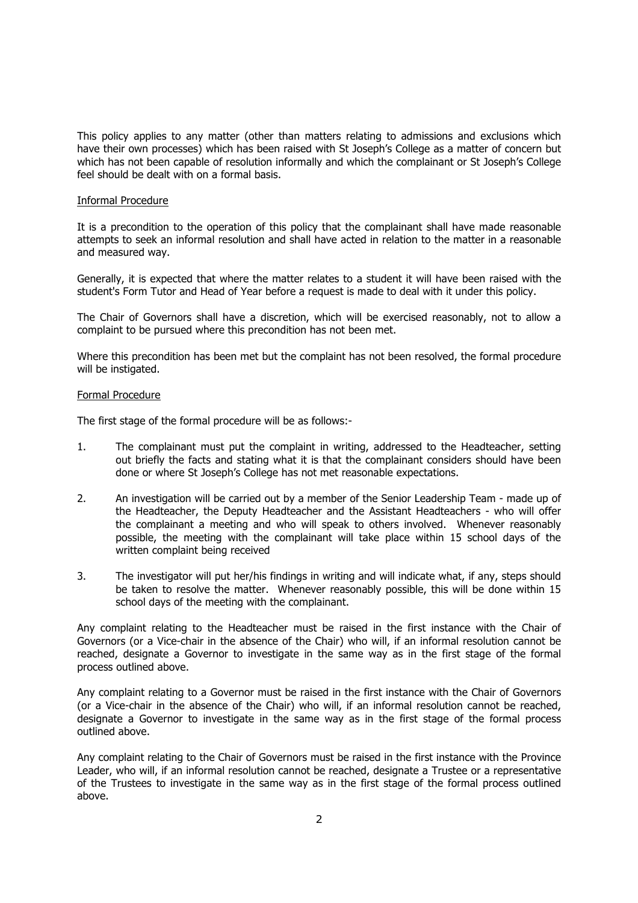This policy applies to any matter (other than matters relating to admissions and exclusions which have their own processes) which has been raised with St Joseph's College as a matter of concern but which has not been capable of resolution informally and which the complainant or St Joseph's College feel should be dealt with on a formal basis.

## Informal Procedure

It is a precondition to the operation of this policy that the complainant shall have made reasonable attempts to seek an informal resolution and shall have acted in relation to the matter in a reasonable and measured way.

Generally, it is expected that where the matter relates to a student it will have been raised with the student's Form Tutor and Head of Year before a request is made to deal with it under this policy.

The Chair of Governors shall have a discretion, which will be exercised reasonably, not to allow a complaint to be pursued where this precondition has not been met.

Where this precondition has been met but the complaint has not been resolved, the formal procedure will be instigated.

## Formal Procedure

The first stage of the formal procedure will be as follows:-

1. The complainant must put the complaint in writing, addressed to the Headteacher, setting out briefly the facts and stating what it is that the complainant considers should have been done or where St Joseph's College has not met reasonable expectations.

2. An investigation will be carried out by a member of the Senior Leadership Team - made up of the Headteacher, the Deputy Headteacher and the Assistant Headteachers - who will offer the complainant a meeting and who will speak to others involved. Whenever reasonably possible, the meeting with the complainant will take place within 15 school days of the written complaint being received

3. The investigator will put her/his findings in writing and will indicate what, if any, steps should be taken to resolve the matter. Whenever reasonably possible, this will be done within 15 school days of the meeting with the complainant.

Any complaint relating to the Headteacher must be raised in the first instance with the Chair of Governors (or a Vice-chair in the absence of the Chair) who will, if an informal resolution cannot be reached, designate a Governor to investigate in the same way as in the first stage of the formal process outlined above.

Any complaint relating to a Governor must be raised in the first instance with the Chair of Governors (or a Vice-chair in the absence of the Chair) who will, if an informal resolution cannot be reached, designate a Governor to investigate in the same way as in the first stage of the formal process outlined above.

Any complaint relating to the Chair of Governors must be raised in the first instance with the Province Leader, who will, if an informal resolution cannot be reached, designate a Trustee or a representative of the Trustees to investigate in the same way as in the first stage of the formal process outlined above.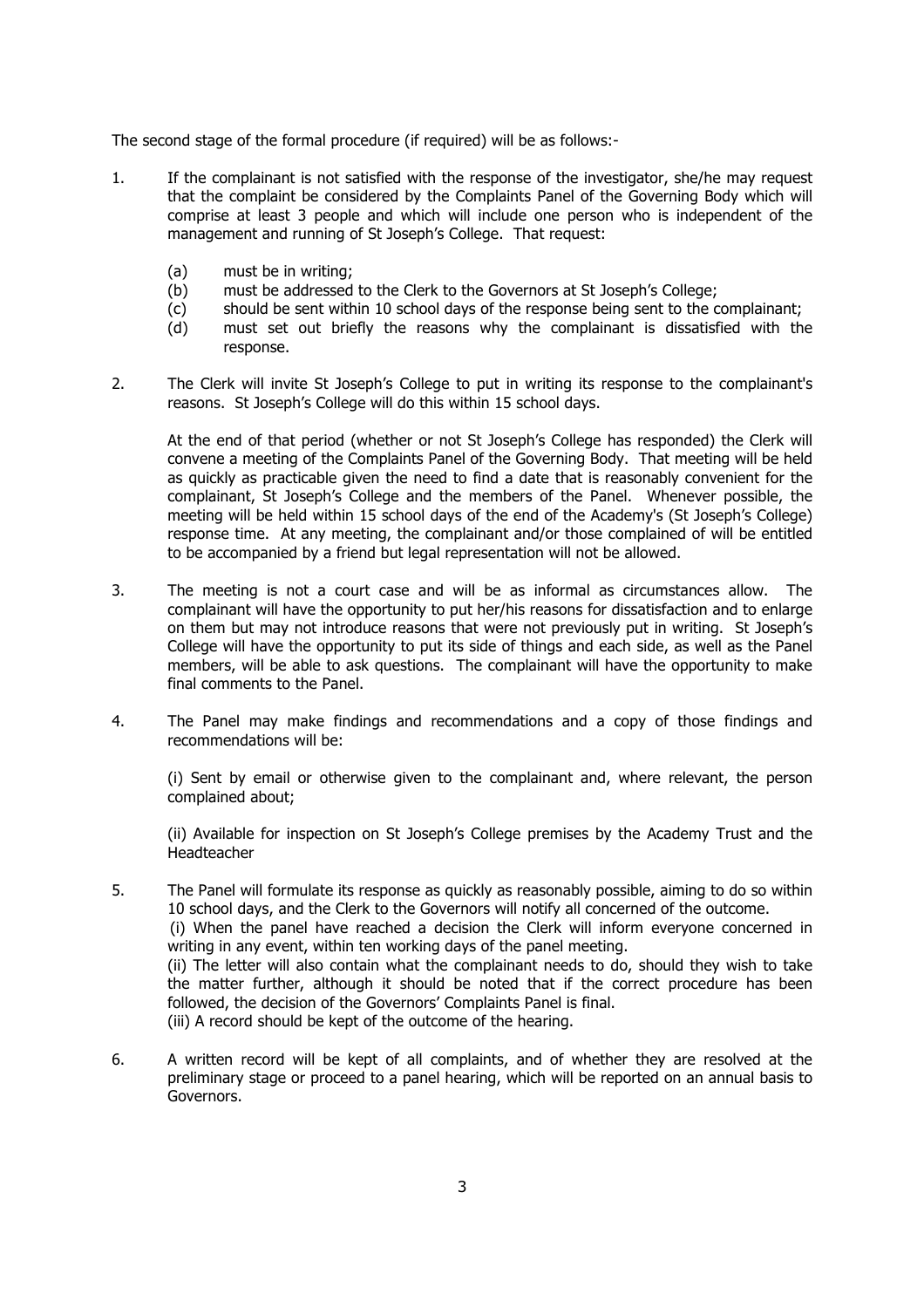The second stage of the formal procedure (if required) will be as follows:-

1. If the complainant is not satisfied with the response of the investigator, she/he may request that the complaint be considered by the Complaints Panel of the Governing Body which will comprise at least 3 people and which will include one person who is independent of the management and running of St Joseph's College. That request:

   (a) must be in writing;
   (b) must be addressed to the Clerk to the Governors at St Joseph's College;
   (c) should be sent within 10 school days of the response being sent to the complainant;
   (d) must set out briefly the reasons why the complainant is dissatisfied with the response.

2. The Clerk will invite St Joseph's College to put in writing its response to the complainant's reasons. St Joseph's College will do this within 15 school days.

   At the end of that period (whether or not St Joseph's College has responded) the Clerk will convene a meeting of the Complaints Panel of the Governing Body. That meeting will be held as quickly as practicable given the need to find a date that is reasonably convenient for the complainant, St Joseph's College and the members of the Panel. Whenever possible, the meeting will be held within 15 school days of the end of the Academy's (St Joseph's College) response time. At any meeting, the complainant and/or those complained of will be entitled to be accompanied by a friend but legal representation will not be allowed.

3. The meeting is not a court case and will be as informal as circumstances allow. The complainant will have the opportunity to put her/his reasons for dissatisfaction and to enlarge on them but may not introduce reasons that were not previously put in writing. St Joseph's College will have the opportunity to put its side of things and each side, as well as the Panel members, will be able to ask questions. The complainant will have the opportunity to make final comments to the Panel.

4. The Panel may make findings and recommendations and a copy of those findings and recommendations will be:

   (i) Sent by email or otherwise given to the complainant and, where relevant, the person complained about;

   (ii) Available for inspection on St Joseph's College premises by the Academy Trust and the Headteacher

5. The Panel will formulate its response as quickly as reasonably possible, aiming to do so within 10 school days, and the Clerk to the Governors will notify all concerned of the outcome.
   (i) When the panel have reached a decision the Clerk will inform everyone concerned in writing in any event, within ten working days of the panel meeting.
   (ii) The letter will also contain what the complainant needs to do, should they wish to take the matter further, although it should be noted that if the correct procedure has been followed, the decision of the Governors' Complaints Panel is final.
   (iii) A record should be kept of the outcome of the hearing.

6. A written record will be kept of all complaints, and of whether they are resolved at the preliminary stage or proceed to a panel hearing, which will be reported on an annual basis to Governors.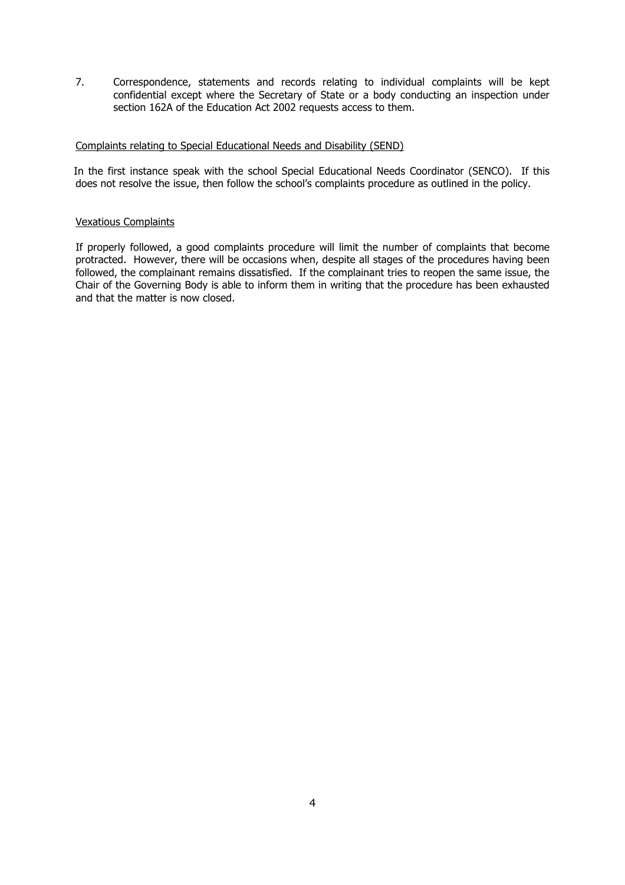7. Correspondence, statements and records relating to individual complaints will be kept confidential except where the Secretary of State or a body conducting an inspection under section 162A of the Education Act 2002 requests access to them.

<u>Complaints relating to Special Educational Needs and Disability (SEND)</u>

In the first instance speak with the school Special Educational Needs Coordinator (SENCO). If this does not resolve the issue, then follow the school's complaints procedure as outlined in the policy.

<u>Vexatious Complaints</u>

If properly followed, a good complaints procedure will limit the number of complaints that become protracted. However, there will be occasions when, despite all stages of the procedures having been followed, the complainant remains dissatisfied. If the complainant tries to reopen the same issue, the Chair of the Governing Body is able to inform them in writing that the procedure has been exhausted and that the matter is now closed.